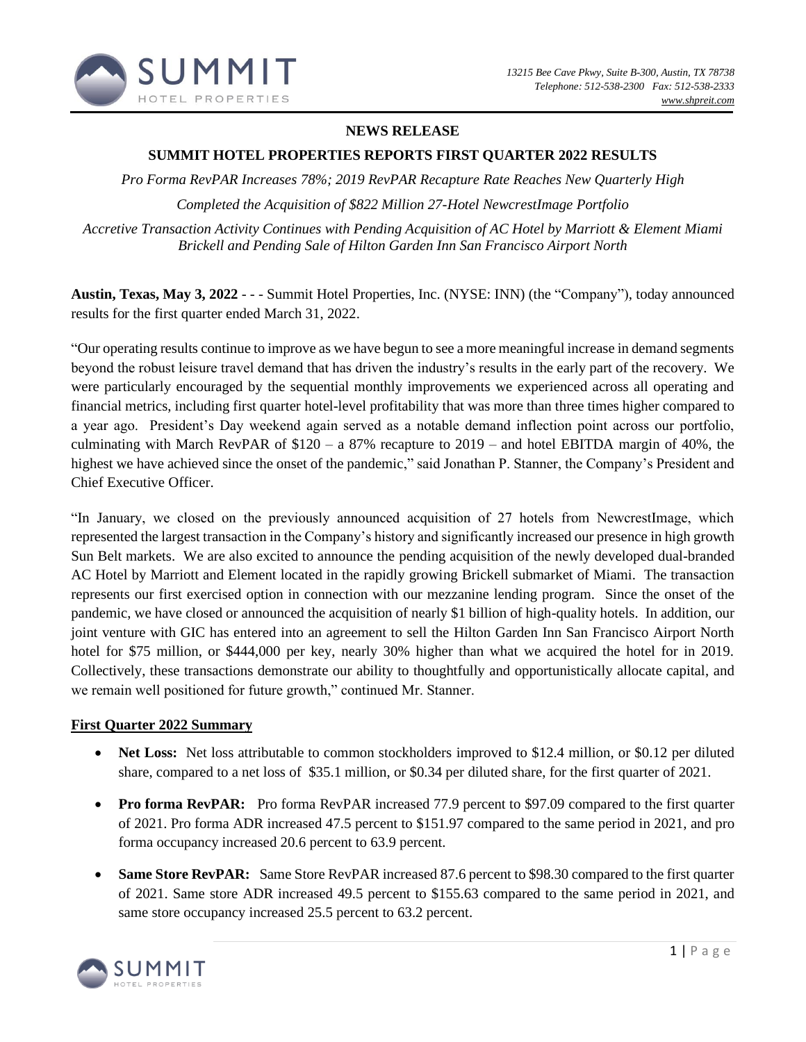**NEWS RELEASE**

**SUMMIT HOTEL PROPERTIES REPORTS FIRST QUARTER 2022 RESULTS**

*Pro Forma RevPAR Increases 78%; 2019 RevPAR Recapture Rate Reaches New Quarterly High*

*Completed the Acquisition of $822 Million 27-Hotel NewcrestImage Portfolio*

*Accretive Transaction Activity Continues with Pending Acquisition of AC Hotel by Marriott & Element Miami Brickell and Pending Sale of Hilton Garden Inn San Francisco Airport North*

**Austin, Texas, May 3, 2022** - - - Summit Hotel Properties, Inc. (NYSE: INN) (the "Company"), today announced results for the first quarter ended March 31, 2022.

"Our operating results continue to improve as we have begun to see a more meaningful increase in demand segments beyond the robust leisure travel demand that has driven the industry's results in the early part of the recovery. We were particularly encouraged by the sequential monthly improvements we experienced across all operating and financial metrics, including first quarter hotel-level profitability that was more than three times higher compared to a year ago. President's Day weekend again served as a notable demand inflection point across our portfolio, culminating with March RevPAR of $120 – a 87% recapture to 2019 – and hotel EBITDA margin of 40%, the highest we have achieved since the onset of the pandemic," said Jonathan P. Stanner, the Company's President and Chief Executive Officer.

"In January, we closed on the previously announced acquisition of 27 hotels from NewcrestImage, which represented the largest transaction in the Company's history and significantly increased our presence in high growth Sun Belt markets. We are also excited to announce the pending acquisition of the newly developed dual-branded AC Hotel by Marriott and Element located in the rapidly growing Brickell submarket of Miami. The transaction represents our first exercised option in connection with our mezzanine lending program. Since the onset of the pandemic, we have closed or announced the acquisition of nearly $1 billion of high-quality hotels. In addition, our joint venture with GIC has entered into an agreement to sell the Hilton Garden Inn San Francisco Airport North hotel for $75 million, or $444,000 per key, nearly 30% higher than what we acquired the hotel for in 2019. Collectively, these transactions demonstrate our ability to thoughtfully and opportunistically allocate capital, and we remain well positioned for future growth," continued Mr. Stanner.

## First Quarter 2022 Summary

- **Net Loss:** Net loss attributable to common stockholders improved to $12.4 million, or $0.12 per diluted share, compared to a net loss of $35.1 million, or $0.34 per diluted share, for the first quarter of 2021.
- **Pro forma RevPAR:** Pro forma RevPAR increased 77.9 percent to $97.09 compared to the first quarter of 2021. Pro forma ADR increased 47.5 percent to $151.97 compared to the same period in 2021, and pro forma occupancy increased 20.6 percent to 63.9 percent.
- **Same Store RevPAR:** Same Store RevPAR increased 87.6 percent to $98.30 compared to the first quarter of 2021. Same store ADR increased 49.5 percent to $155.63 compared to the same period in 2021, and same store occupancy increased 25.5 percent to 63.2 percent.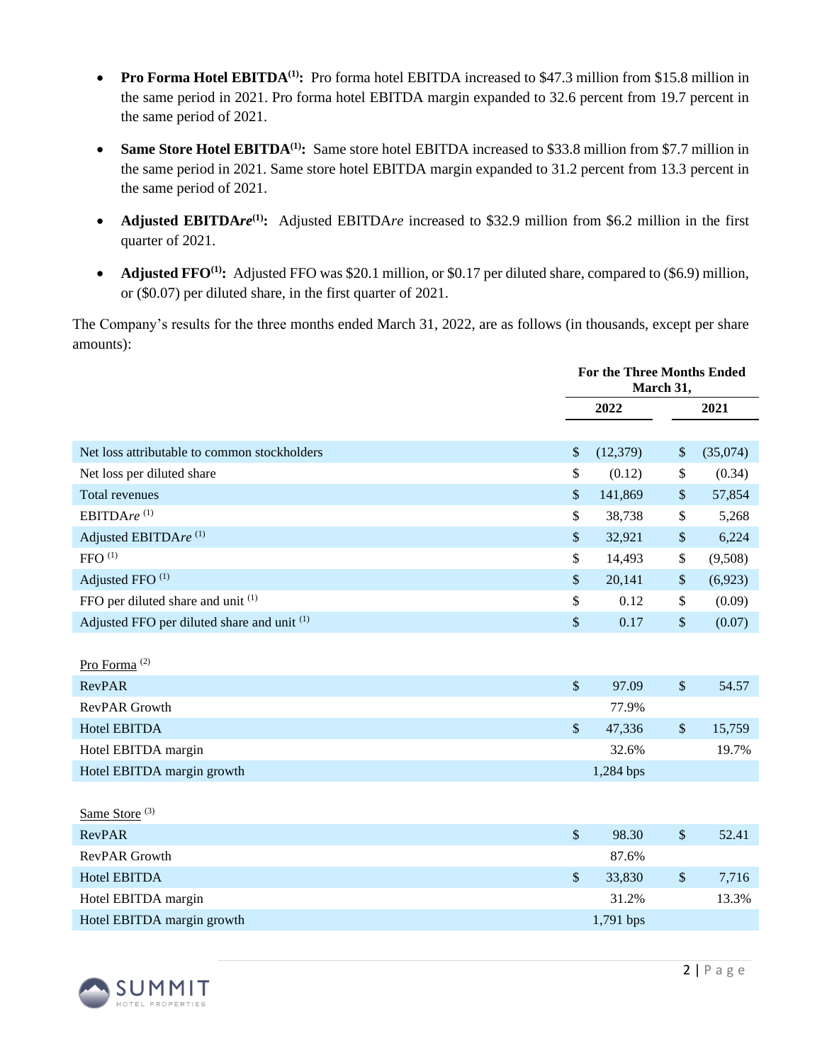- **Pro Forma Hotel EBITDA[(1)]:** Pro forma hotel EBITDA increased to $47.3 million from $15.8 million in the same period in 2021. Pro forma hotel EBITDA margin expanded to 32.6 percent from 19.7 percent in the same period of 2021.

- **Same Store Hotel EBITDA[(1)]:** Same store hotel EBITDA increased to $33.8 million from $7.7 million in the same period in 2021. Same store hotel EBITDA margin expanded to 31.2 percent from 13.3 percent in the same period of 2021.

- **Adjusted EBITDA*re*[(1)]:** Adjusted EBITDA*re* increased to $32.9 million from $6.2 million in the first quarter of 2021.

- **Adjusted FFO[(1)]:** Adjusted FFO was $20.1 million, or $0.17 per diluted share, compared to ($6.9) million, or ($0.07) per diluted share, in the first quarter of 2021.

The Company's results for the three months ended March 31, 2022, are as follows (in thousands, except per share amounts):

| | For the Three Months Ended March 31, | |
|---|---|---|
| | **2022** | **2021** |
| Net loss attributable to common stockholders | $ (12,379) | $ (35,074) |
| Net loss per diluted share | $ (0.12) | $ (0.34) |
| Total revenues | $ 141,869 | $ 57,854 |
| EBITDA*re* [(1)] | $ 38,738 | $ 5,268 |
| Adjusted EBITDA*re* [(1)] | $ 32,921 | $ 6,224 |
| FFO [(1)] | $ 14,493 | $ (9,508) |
| Adjusted FFO [(1)] | $ 20,141 | $ (6,923) |
| FFO per diluted share and unit [(1)] | $ 0.12 | $ (0.09) |
| Adjusted FFO per diluted share and unit [(1)] | $ 0.17 | $ (0.07) |
| | | |
| Pro Forma [(2)] | | |
| RevPAR | $ 97.09 | $ 54.57 |
| RevPAR Growth | 77.9% | |
| Hotel EBITDA | $ 47,336 | $ 15,759 |
| Hotel EBITDA margin | 32.6% | 19.7% |
| Hotel EBITDA margin growth | 1,284 bps | |
| | | |
| Same Store [(3)] | | |
| RevPAR | $ 98.30 | $ 52.41 |
| RevPAR Growth | 87.6% | |
| Hotel EBITDA | $ 33,830 | $ 7,716 |
| Hotel EBITDA margin | 31.2% | 13.3% |
| Hotel EBITDA margin growth | 1,791 bps | |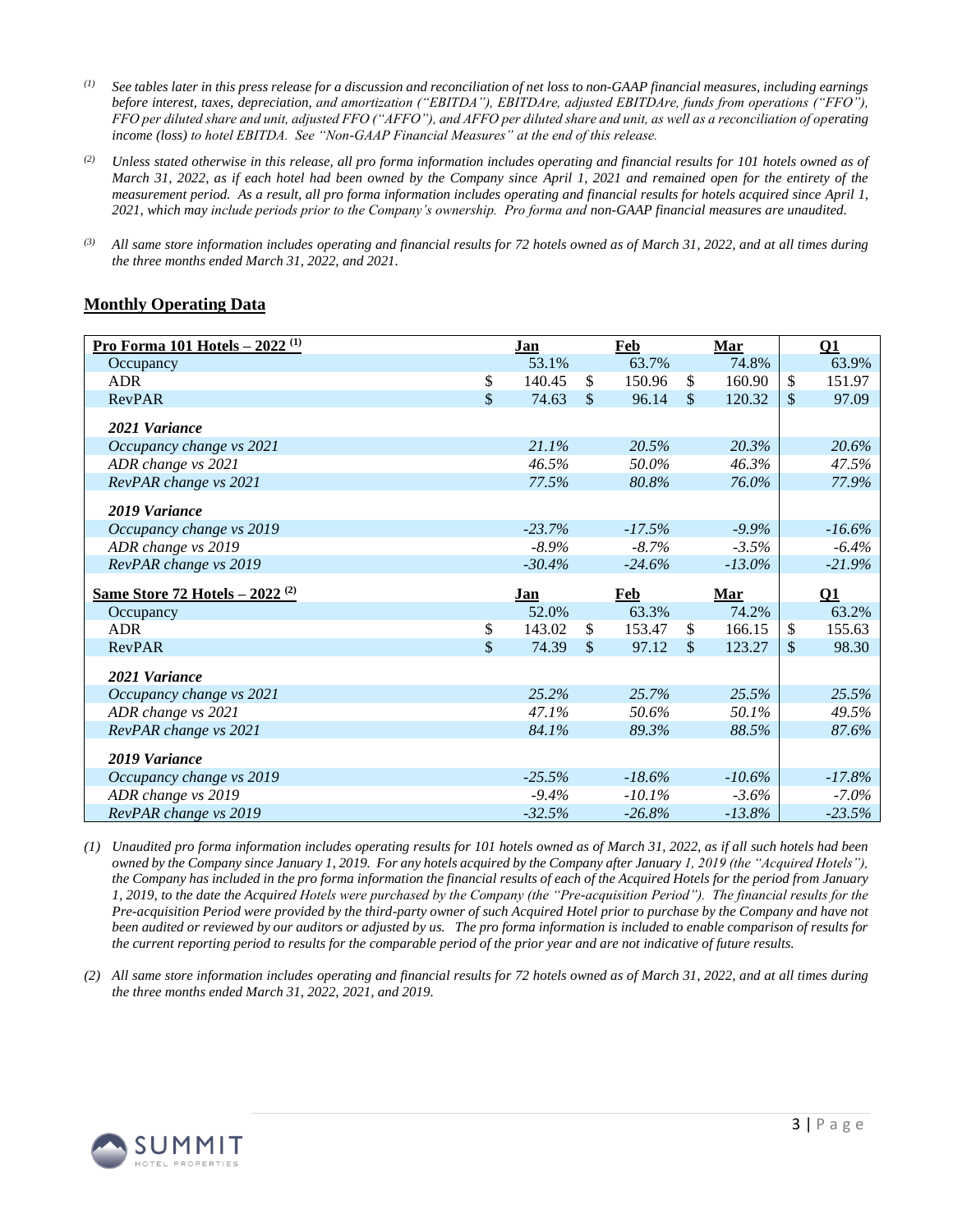(1) *See tables later in this press release for a discussion and reconciliation of net loss to non-GAAP financial measures, including earnings before interest, taxes, depreciation, and amortization ("EBITDA"), EBITDAre, adjusted EBITDAre, funds from operations ("FFO"), FFO per diluted share and unit, adjusted FFO ("AFFO"), and AFFO per diluted share and unit, as well as a reconciliation of operating income (loss) to hotel EBITDA. See "Non-GAAP Financial Measures" at the end of this release.*

(2) *Unless stated otherwise in this release, all pro forma information includes operating and financial results for 101 hotels owned as of March 31, 2022, as if each hotel had been owned by the Company since April 1, 2021 and remained open for the entirety of the measurement period. As a result, all pro forma information includes operating and financial results for hotels acquired since April 1, 2021, which may include periods prior to the Company's ownership. Pro forma and non-GAAP financial measures are unaudited.*

(3) *All same store information includes operating and financial results for 72 hotels owned as of March 31, 2022, and at all times during the three months ended March 31, 2022, and 2021.*

## Monthly Operating Data

| Pro Forma 101 Hotels – 2022 (1) | Jan | Feb | Mar | Q1 |
|---|---|---|---|---|
| Occupancy | 53.1% | 63.7% | 74.8% | 63.9% |
| ADR | $ 140.45 | $ 150.96 | $ 160.90 | $ 151.97 |
| RevPAR | $ 74.63 | $ 96.14 | $ 120.32 | $ 97.09 |
| ***2021 Variance*** | | | | |
| *Occupancy change vs 2021* | *21.1%* | *20.5%* | *20.3%* | *20.6%* |
| *ADR change vs 2021* | *46.5%* | *50.0%* | *46.3%* | *47.5%* |
| *RevPAR change vs 2021* | *77.5%* | *80.8%* | *76.0%* | *77.9%* |
| ***2019 Variance*** | | | | |
| *Occupancy change vs 2019* | *-23.7%* | *-17.5%* | *-9.9%* | *-16.6%* |
| *ADR change vs 2019* | *-8.9%* | *-8.7%* | *-3.5%* | *-6.4%* |
| *RevPAR change vs 2019* | *-30.4%* | *-24.6%* | *-13.0%* | *-21.9%* |
| **Same Store 72 Hotels – 2022 (2)** | **Jan** | **Feb** | **Mar** | **Q1** |
| Occupancy | 52.0% | 63.3% | 74.2% | 63.2% |
| ADR | $ 143.02 | $ 153.47 | $ 166.15 | $ 155.63 |
| RevPAR | $ 74.39 | $ 97.12 | $ 123.27 | $ 98.30 |
| ***2021 Variance*** | | | | |
| *Occupancy change vs 2021* | *25.2%* | *25.7%* | *25.5%* | *25.5%* |
| *ADR change vs 2021* | *47.1%* | *50.6%* | *50.1%* | *49.5%* |
| *RevPAR change vs 2021* | *84.1%* | *89.3%* | *88.5%* | *87.6%* |
| ***2019 Variance*** | | | | |
| *Occupancy change vs 2019* | *-25.5%* | *-18.6%* | *-10.6%* | *-17.8%* |
| *ADR change vs 2019* | *-9.4%* | *-10.1%* | *-3.6%* | *-7.0%* |
| *RevPAR change vs 2019* | *-32.5%* | *-26.8%* | *-13.8%* | *-23.5%* |

*(1) Unaudited pro forma information includes operating results for 101 hotels owned as of March 31, 2022, as if all such hotels had been owned by the Company since January 1, 2019. For any hotels acquired by the Company after January 1, 2019 (the "Acquired Hotels"), the Company has included in the pro forma information the financial results of each of the Acquired Hotels for the period from January 1, 2019, to the date the Acquired Hotels were purchased by the Company (the "Pre-acquisition Period"). The financial results for the Pre-acquisition Period were provided by the third-party owner of such Acquired Hotel prior to purchase by the Company and have not been audited or reviewed by our auditors or adjusted by us. The pro forma information is included to enable comparison of results for the current reporting period to results for the comparable period of the prior year and are not indicative of future results.*

*(2) All same store information includes operating and financial results for 72 hotels owned as of March 31, 2022, and at all times during the three months ended March 31, 2022, 2021, and 2019.*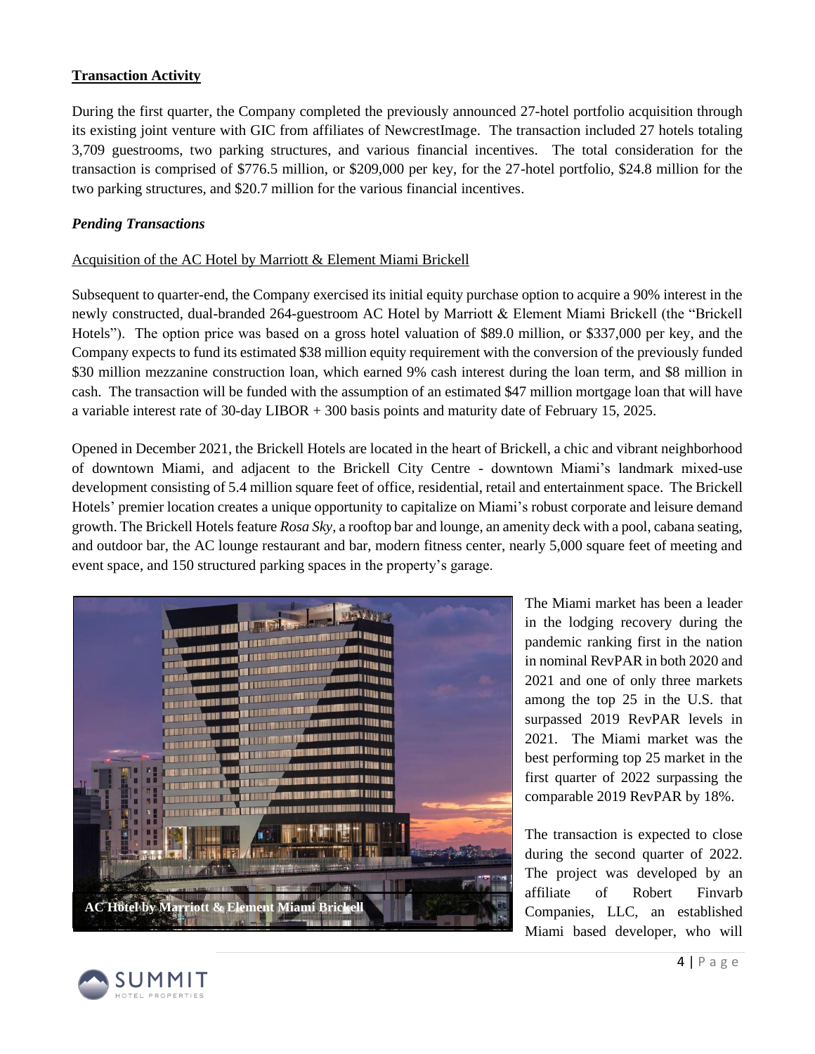**Transaction Activity**

During the first quarter, the Company completed the previously announced 27-hotel portfolio acquisition through its existing joint venture with GIC from affiliates of NewcrestImage. The transaction included 27 hotels totaling 3,709 guestrooms, two parking structures, and various financial incentives. The total consideration for the transaction is comprised of $776.5 million, or $209,000 per key, for the 27-hotel portfolio, $24.8 million for the two parking structures, and $20.7 million for the various financial incentives.

***Pending Transactions***

Acquisition of the AC Hotel by Marriott & Element Miami Brickell

Subsequent to quarter-end, the Company exercised its initial equity purchase option to acquire a 90% interest in the newly constructed, dual-branded 264-guestroom AC Hotel by Marriott & Element Miami Brickell (the "Brickell Hotels"). The option price was based on a gross hotel valuation of $89.0 million, or $337,000 per key, and the Company expects to fund its estimated $38 million equity requirement with the conversion of the previously funded $30 million mezzanine construction loan, which earned 9% cash interest during the loan term, and $8 million in cash. The transaction will be funded with the assumption of an estimated $47 million mortgage loan that will have a variable interest rate of 30-day LIBOR + 300 basis points and maturity date of February 15, 2025.

Opened in December 2021, the Brickell Hotels are located in the heart of Brickell, a chic and vibrant neighborhood of downtown Miami, and adjacent to the Brickell City Centre - downtown Miami's landmark mixed-use development consisting of 5.4 million square feet of office, residential, retail and entertainment space. The Brickell Hotels' premier location creates a unique opportunity to capitalize on Miami's robust corporate and leisure demand growth. The Brickell Hotels feature *Rosa Sky*, a rooftop bar and lounge, an amenity deck with a pool, cabana seating, and outdoor bar, the AC lounge restaurant and bar, modern fitness center, nearly 5,000 square feet of meeting and event space, and 150 structured parking spaces in the property's garage.

**AC Hotel by Marriott & Element Miami Brickell**

The Miami market has been a leader in the lodging recovery during the pandemic ranking first in the nation in nominal RevPAR in both 2020 and 2021 and one of only three markets among the top 25 in the U.S. that surpassed 2019 RevPAR levels in 2021. The Miami market was the best performing top 25 market in the first quarter of 2022 surpassing the comparable 2019 RevPAR by 18%.

The transaction is expected to close during the second quarter of 2022. The project was developed by an affiliate of Robert Finvarb Companies, LLC, an established Miami based developer, who will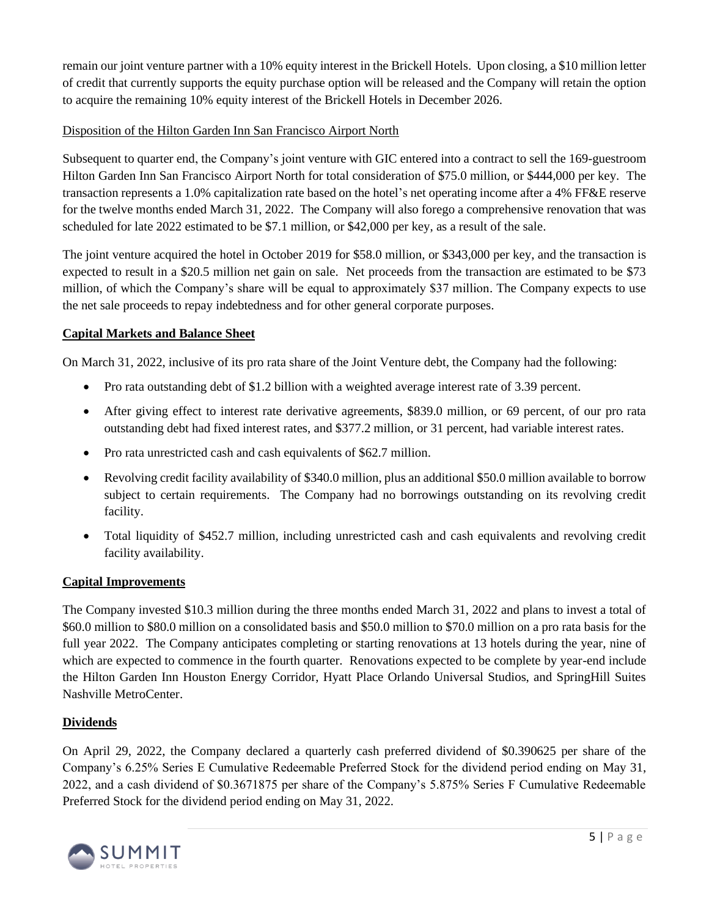remain our joint venture partner with a 10% equity interest in the Brickell Hotels. Upon closing, a $10 million letter of credit that currently supports the equity purchase option will be released and the Company will retain the option to acquire the remaining 10% equity interest of the Brickell Hotels in December 2026.

Disposition of the Hilton Garden Inn San Francisco Airport North

Subsequent to quarter end, the Company's joint venture with GIC entered into a contract to sell the 169-guestroom Hilton Garden Inn San Francisco Airport North for total consideration of $75.0 million, or $444,000 per key. The transaction represents a 1.0% capitalization rate based on the hotel's net operating income after a 4% FF&E reserve for the twelve months ended March 31, 2022. The Company will also forego a comprehensive renovation that was scheduled for late 2022 estimated to be $7.1 million, or $42,000 per key, as a result of the sale.

The joint venture acquired the hotel in October 2019 for $58.0 million, or $343,000 per key, and the transaction is expected to result in a $20.5 million net gain on sale. Net proceeds from the transaction are estimated to be $73 million, of which the Company's share will be equal to approximately $37 million. The Company expects to use the net sale proceeds to repay indebtedness and for other general corporate purposes.

## Capital Markets and Balance Sheet

On March 31, 2022, inclusive of its pro rata share of the Joint Venture debt, the Company had the following:

- Pro rata outstanding debt of $1.2 billion with a weighted average interest rate of 3.39 percent.
- After giving effect to interest rate derivative agreements, $839.0 million, or 69 percent, of our pro rata outstanding debt had fixed interest rates, and $377.2 million, or 31 percent, had variable interest rates.
- Pro rata unrestricted cash and cash equivalents of $62.7 million.
- Revolving credit facility availability of $340.0 million, plus an additional $50.0 million available to borrow subject to certain requirements. The Company had no borrowings outstanding on its revolving credit facility.
- Total liquidity of $452.7 million, including unrestricted cash and cash equivalents and revolving credit facility availability.

## Capital Improvements

The Company invested $10.3 million during the three months ended March 31, 2022 and plans to invest a total of $60.0 million to $80.0 million on a consolidated basis and $50.0 million to $70.0 million on a pro rata basis for the full year 2022. The Company anticipates completing or starting renovations at 13 hotels during the year, nine of which are expected to commence in the fourth quarter. Renovations expected to be complete by year-end include the Hilton Garden Inn Houston Energy Corridor, Hyatt Place Orlando Universal Studios, and SpringHill Suites Nashville MetroCenter.

## Dividends

On April 29, 2022, the Company declared a quarterly cash preferred dividend of $0.390625 per share of the Company's 6.25% Series E Cumulative Redeemable Preferred Stock for the dividend period ending on May 31, 2022, and a cash dividend of $0.3671875 per share of the Company's 5.875% Series F Cumulative Redeemable Preferred Stock for the dividend period ending on May 31, 2022.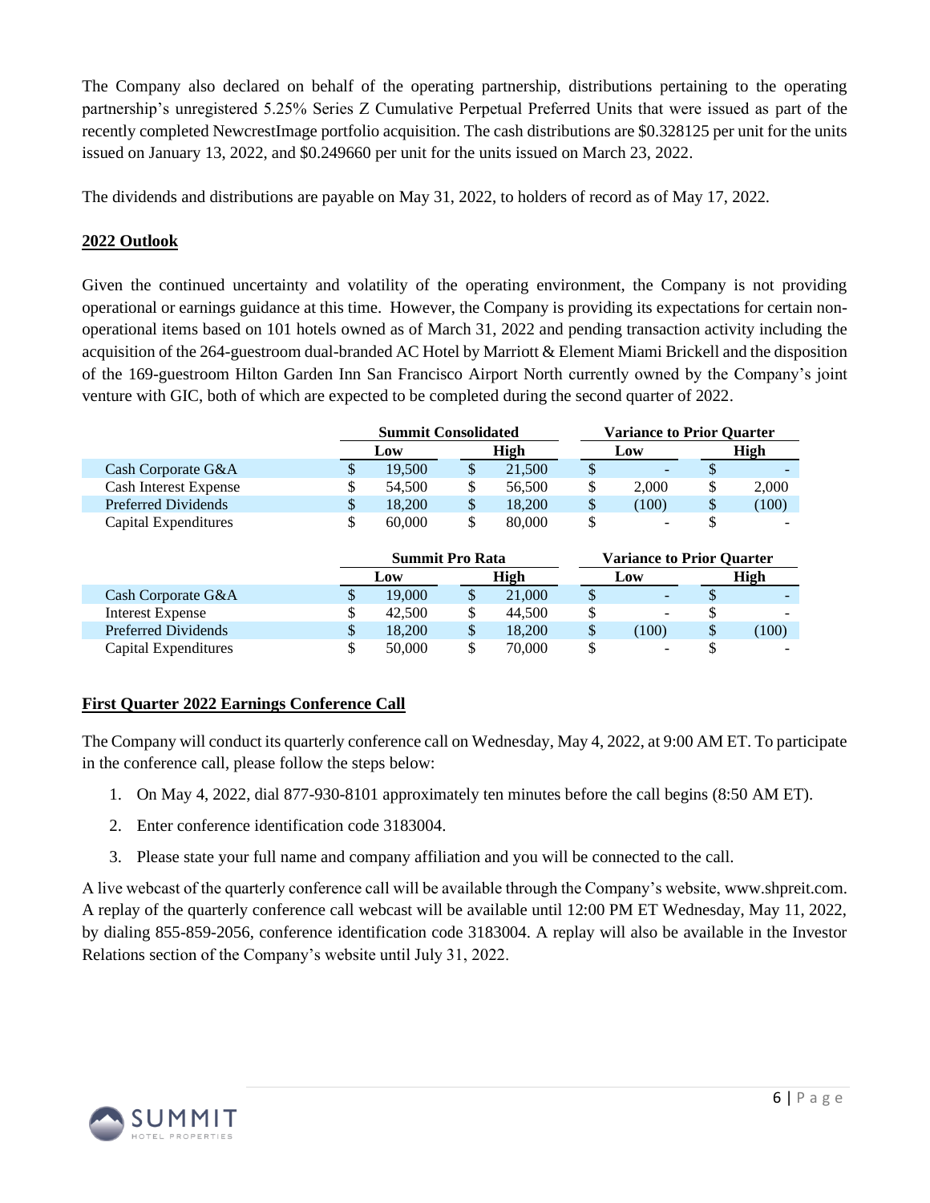The Company also declared on behalf of the operating partnership, distributions pertaining to the operating partnership's unregistered 5.25% Series Z Cumulative Perpetual Preferred Units that were issued as part of the recently completed NewcrestImage portfolio acquisition. The cash distributions are $0.328125 per unit for the units issued on January 13, 2022, and $0.249660 per unit for the units issued on March 23, 2022.

The dividends and distributions are payable on May 31, 2022, to holders of record as of May 17, 2022.

**2022 Outlook**

Given the continued uncertainty and volatility of the operating environment, the Company is not providing operational or earnings guidance at this time. However, the Company is providing its expectations for certain non-operational items based on 101 hotels owned as of March 31, 2022 and pending transaction activity including the acquisition of the 264-guestroom dual-branded AC Hotel by Marriott & Element Miami Brickell and the disposition of the 169-guestroom Hilton Garden Inn San Francisco Airport North currently owned by the Company's joint venture with GIC, both of which are expected to be completed during the second quarter of 2022.

| | Summit Consolidated | | Variance to Prior Quarter | |
|---|---|---|---|---|
| | Low | High | Low | High |
| Cash Corporate G&A | $ 19,500 | $ 21,500 | $ - | $ - |
| Cash Interest Expense | $ 54,500 | $ 56,500 | $ 2,000 | $ 2,000 |
| Preferred Dividends | $ 18,200 | $ 18,200 | $ (100) | $ (100) |
| Capital Expenditures | $ 60,000 | $ 80,000 | $ - | $ - |

| | Summit Pro Rata | | Variance to Prior Quarter | |
|---|---|---|---|---|
| | Low | High | Low | High |
| Cash Corporate G&A | $ 19,000 | $ 21,000 | $ - | $ - |
| Interest Expense | $ 42,500 | $ 44,500 | $ - | $ - |
| Preferred Dividends | $ 18,200 | $ 18,200 | $ (100) | $ (100) |
| Capital Expenditures | $ 50,000 | $ 70,000 | $ - | $ - |

**First Quarter 2022 Earnings Conference Call**

The Company will conduct its quarterly conference call on Wednesday, May 4, 2022, at 9:00 AM ET. To participate in the conference call, please follow the steps below:

1. On May 4, 2022, dial 877-930-8101 approximately ten minutes before the call begins (8:50 AM ET).
2. Enter conference identification code 3183004.
3. Please state your full name and company affiliation and you will be connected to the call.

A live webcast of the quarterly conference call will be available through the Company's website, www.shpreit.com. A replay of the quarterly conference call webcast will be available until 12:00 PM ET Wednesday, May 11, 2022, by dialing 855-859-2056, conference identification code 3183004. A replay will also be available in the Investor Relations section of the Company's website until July 31, 2022.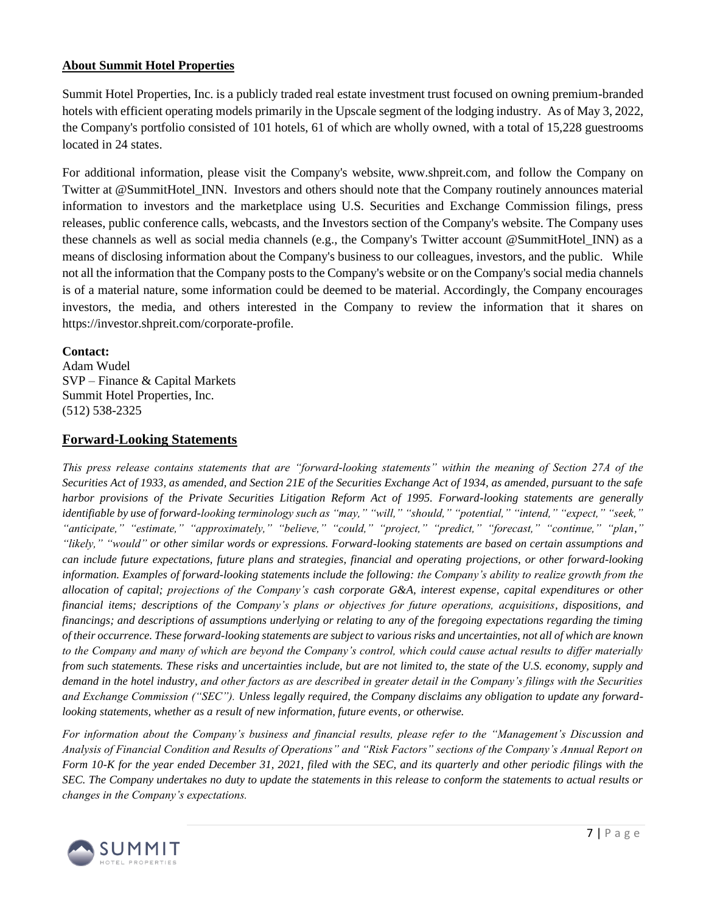## About Summit Hotel Properties

Summit Hotel Properties, Inc. is a publicly traded real estate investment trust focused on owning premium-branded hotels with efficient operating models primarily in the Upscale segment of the lodging industry. As of May 3, 2022, the Company's portfolio consisted of 101 hotels, 61 of which are wholly owned, with a total of 15,228 guestrooms located in 24 states.

For additional information, please visit the Company's website, www.shpreit.com, and follow the Company on Twitter at @SummitHotel_INN. Investors and others should note that the Company routinely announces material information to investors and the marketplace using U.S. Securities and Exchange Commission filings, press releases, public conference calls, webcasts, and the Investors section of the Company's website. The Company uses these channels as well as social media channels (e.g., the Company's Twitter account @SummitHotel_INN) as a means of disclosing information about the Company's business to our colleagues, investors, and the public. While not all the information that the Company posts to the Company's website or on the Company's social media channels is of a material nature, some information could be deemed to be material. Accordingly, the Company encourages investors, the media, and others interested in the Company to review the information that it shares on https://investor.shpreit.com/corporate-profile.

**Contact:**
Adam Wudel
SVP – Finance & Capital Markets
Summit Hotel Properties, Inc.
(512) 538-2325

## Forward-Looking Statements

*This press release contains statements that are "forward-looking statements" within the meaning of Section 27A of the Securities Act of 1933, as amended, and Section 21E of the Securities Exchange Act of 1934, as amended, pursuant to the safe harbor provisions of the Private Securities Litigation Reform Act of 1995. Forward-looking statements are generally identifiable by use of forward-looking terminology such as "may," "will," "should," "potential," "intend," "expect," "seek," "anticipate," "estimate," "approximately," "believe," "could," "project," "predict," "forecast," "continue," "plan," "likely," "would" or other similar words or expressions. Forward-looking statements are based on certain assumptions and can include future expectations, future plans and strategies, financial and operating projections, or other forward-looking information. Examples of forward-looking statements include the following: the Company's ability to realize growth from the allocation of capital; projections of the Company's cash corporate G&A, interest expense, capital expenditures or other financial items; descriptions of the Company's plans or objectives for future operations, acquisitions, dispositions, and financings; and descriptions of assumptions underlying or relating to any of the foregoing expectations regarding the timing of their occurrence. These forward-looking statements are subject to various risks and uncertainties, not all of which are known to the Company and many of which are beyond the Company's control, which could cause actual results to differ materially from such statements. These risks and uncertainties include, but are not limited to, the state of the U.S. economy, supply and demand in the hotel industry, and other factors as are described in greater detail in the Company's filings with the Securities and Exchange Commission ("SEC"). Unless legally required, the Company disclaims any obligation to update any forward-looking statements, whether as a result of new information, future events, or otherwise.*

*For information about the Company's business and financial results, please refer to the "Management's Discussion and Analysis of Financial Condition and Results of Operations" and "Risk Factors" sections of the Company's Annual Report on Form 10-K for the year ended December 31, 2021, filed with the SEC, and its quarterly and other periodic filings with the SEC. The Company undertakes no duty to update the statements in this release to conform the statements to actual results or changes in the Company's expectations.*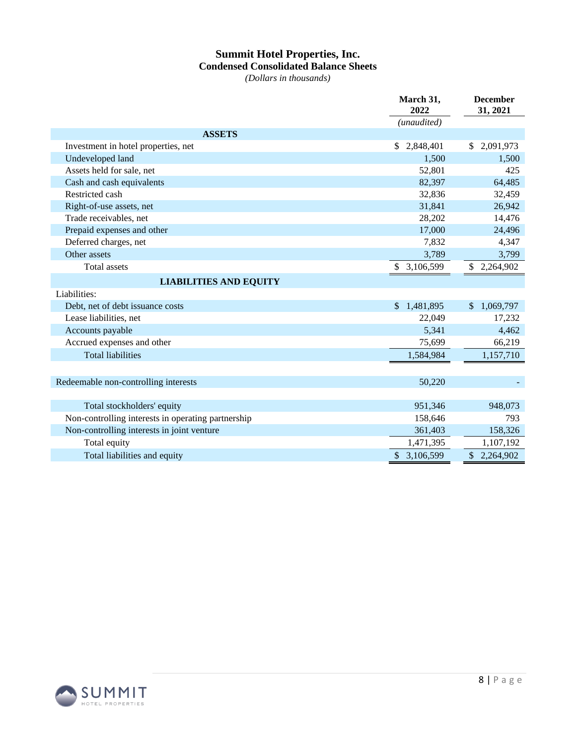# Summit Hotel Properties, Inc.
## Condensed Consolidated Balance Sheets
*(Dollars in thousands)*

| | March 31, 2022 | December 31, 2021 |
|---|---|---|
| | *(unaudited)* | |
| **ASSETS** | | |
| Investment in hotel properties, net | $ 2,848,401 | $ 2,091,973 |
| Undeveloped land | 1,500 | 1,500 |
| Assets held for sale, net | 52,801 | 425 |
| Cash and cash equivalents | 82,397 | 64,485 |
| Restricted cash | 32,836 | 32,459 |
| Right-of-use assets, net | 31,841 | 26,942 |
| Trade receivables, net | 28,202 | 14,476 |
| Prepaid expenses and other | 17,000 | 24,496 |
| Deferred charges, net | 7,832 | 4,347 |
| Other assets | 3,789 | 3,799 |
| Total assets | $ 3,106,599 | $ 2,264,902 |
| **LIABILITIES AND EQUITY** | | |
| Liabilities: | | |
| Debt, net of debt issuance costs | $ 1,481,895 | $ 1,069,797 |
| Lease liabilities, net | 22,049 | 17,232 |
| Accounts payable | 5,341 | 4,462 |
| Accrued expenses and other | 75,699 | 66,219 |
| Total liabilities | 1,584,984 | 1,157,710 |
| | | |
| Redeemable non-controlling interests | 50,220 | - |
| | | |
| Total stockholders' equity | 951,346 | 948,073 |
| Non-controlling interests in operating partnership | 158,646 | 793 |
| Non-controlling interests in joint venture | 361,403 | 158,326 |
| Total equity | 1,471,395 | 1,107,192 |
| Total liabilities and equity | $ 3,106,599 | $ 2,264,902 |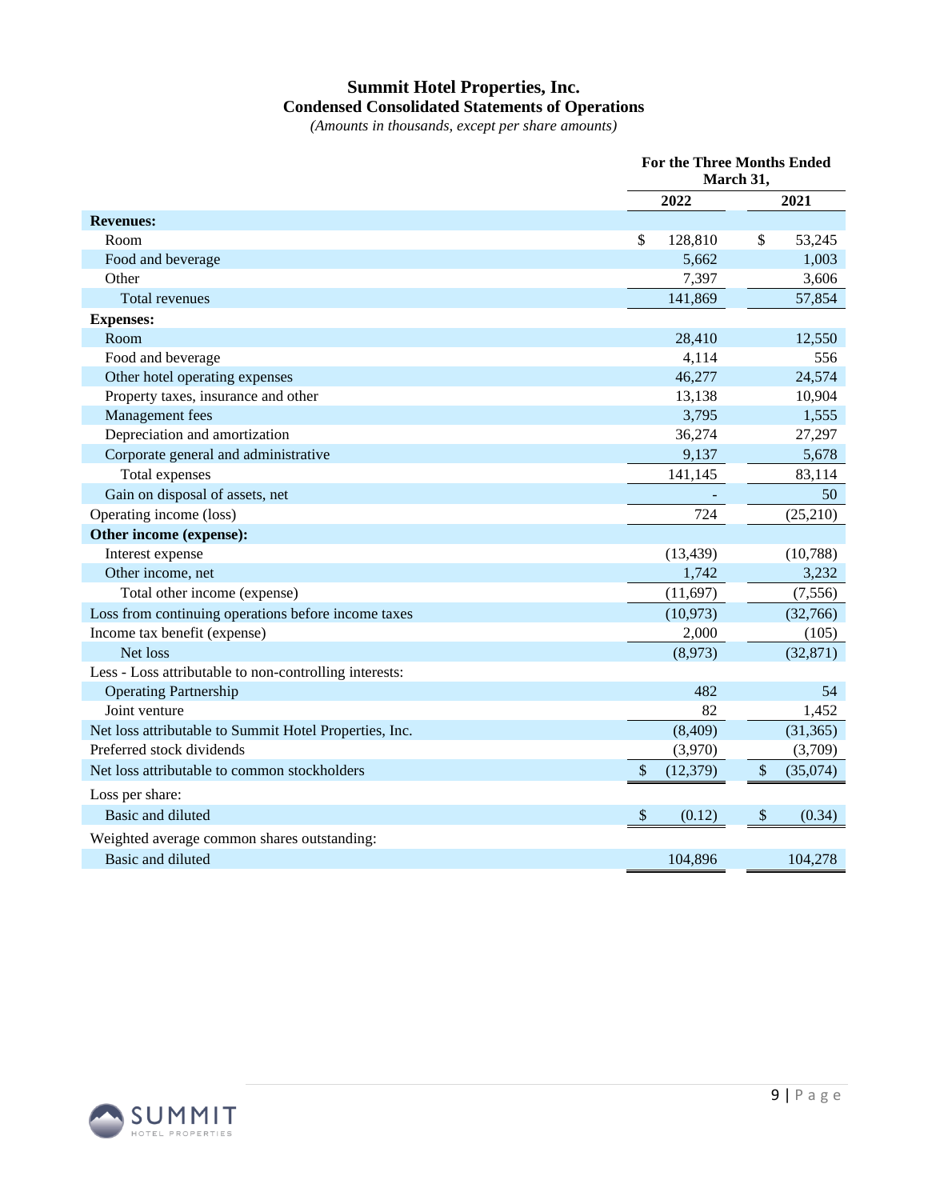# Summit Hotel Properties, Inc.

## Condensed Consolidated Statements of Operations

*(Amounts in thousands, except per share amounts)*

| | For the Three Months Ended March 31, | |
|---|---|---|
| | 2022 | 2021 |
| **Revenues:** | | |
| Room | $ 128,810 | $ 53,245 |
| Food and beverage | 5,662 | 1,003 |
| Other | 7,397 | 3,606 |
| Total revenues | 141,869 | 57,854 |
| **Expenses:** | | |
| Room | 28,410 | 12,550 |
| Food and beverage | 4,114 | 556 |
| Other hotel operating expenses | 46,277 | 24,574 |
| Property taxes, insurance and other | 13,138 | 10,904 |
| Management fees | 3,795 | 1,555 |
| Depreciation and amortization | 36,274 | 27,297 |
| Corporate general and administrative | 9,137 | 5,678 |
| Total expenses | 141,145 | 83,114 |
| Gain on disposal of assets, net | - | 50 |
| Operating income (loss) | 724 | (25,210) |
| **Other income (expense):** | | |
| Interest expense | (13,439) | (10,788) |
| Other income, net | 1,742 | 3,232 |
| Total other income (expense) | (11,697) | (7,556) |
| Loss from continuing operations before income taxes | (10,973) | (32,766) |
| Income tax benefit (expense) | 2,000 | (105) |
| Net loss | (8,973) | (32,871) |
| Less - Loss attributable to non-controlling interests: | | |
| Operating Partnership | 482 | 54 |
| Joint venture | 82 | 1,452 |
| Net loss attributable to Summit Hotel Properties, Inc. | (8,409) | (31,365) |
| Preferred stock dividends | (3,970) | (3,709) |
| Net loss attributable to common stockholders | $ (12,379) | $ (35,074) |
| Loss per share: | | |
| Basic and diluted | $ (0.12) | $ (0.34) |
| Weighted average common shares outstanding: | | |
| Basic and diluted | 104,896 | 104,278 |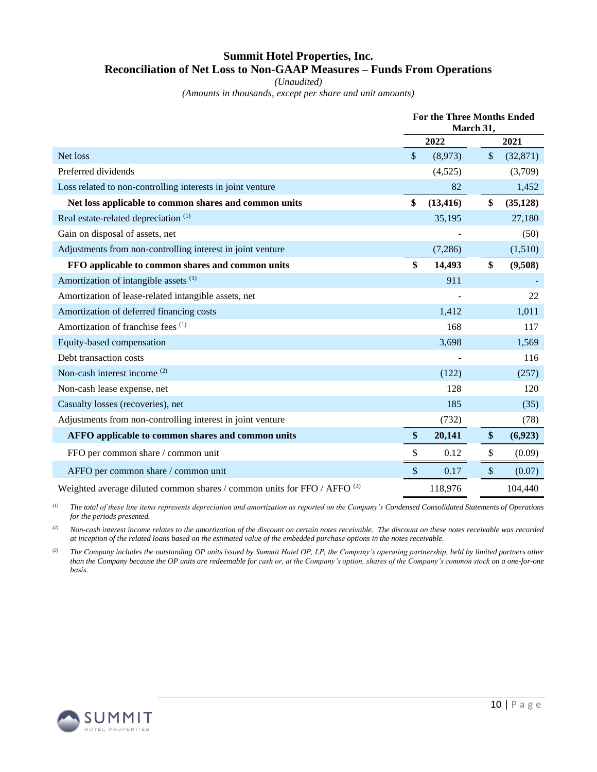# Summit Hotel Properties, Inc.
## Reconciliation of Net Loss to Non-GAAP Measures – Funds From Operations

*(Unaudited)*

*(Amounts in thousands, except per share and unit amounts)*

| | For the Three Months Ended March 31, | |
|---|---|---|
| | 2022 | 2021 |
| Net loss | $ (8,973) | $ (32,871) |
| Preferred dividends | (4,525) | (3,709) |
| Loss related to non-controlling interests in joint venture | 82 | 1,452 |
| **Net loss applicable to common shares and common units** | **$ (13,416)** | **$ (35,128)** |
| Real estate-related depreciation [(1)] | 35,195 | 27,180 |
| Gain on disposal of assets, net | - | (50) |
| Adjustments from non-controlling interest in joint venture | (7,286) | (1,510) |
| **FFO applicable to common shares and common units** | **$ 14,493** | **$ (9,508)** |
| Amortization of intangible assets [(1)] | 911 | - |
| Amortization of lease-related intangible assets, net | - | 22 |
| Amortization of deferred financing costs | 1,412 | 1,011 |
| Amortization of franchise fees [(1)] | 168 | 117 |
| Equity-based compensation | 3,698 | 1,569 |
| Debt transaction costs | - | 116 |
| Non-cash interest income [(2)] | (122) | (257) |
| Non-cash lease expense, net | 128 | 120 |
| Casualty losses (recoveries), net | 185 | (35) |
| Adjustments from non-controlling interest in joint venture | (732) | (78) |
| **AFFO applicable to common shares and common units** | **$ 20,141** | **$ (6,923)** |
| FFO per common share / common unit | $ 0.12 | $ (0.09) |
| AFFO per common share / common unit | $ 0.17 | $ (0.07) |
| Weighted average diluted common shares / common units for FFO / AFFO [(3)] | 118,976 | 104,440 |

*(1) The total of these line items represents depreciation and amortization as reported on the Company's Condensed Consolidated Statements of Operations for the periods presented.*

*(2) Non-cash interest income relates to the amortization of the discount on certain notes receivable. The discount on these notes receivable was recorded at inception of the related loans based on the estimated value of the embedded purchase options in the notes receivable.*

*(3) The Company includes the outstanding OP units issued by Summit Hotel OP, LP, the Company's operating partnership, held by limited partners other than the Company because the OP units are redeemable for cash or, at the Company's option, shares of the Company's common stock on a one-for-one basis.*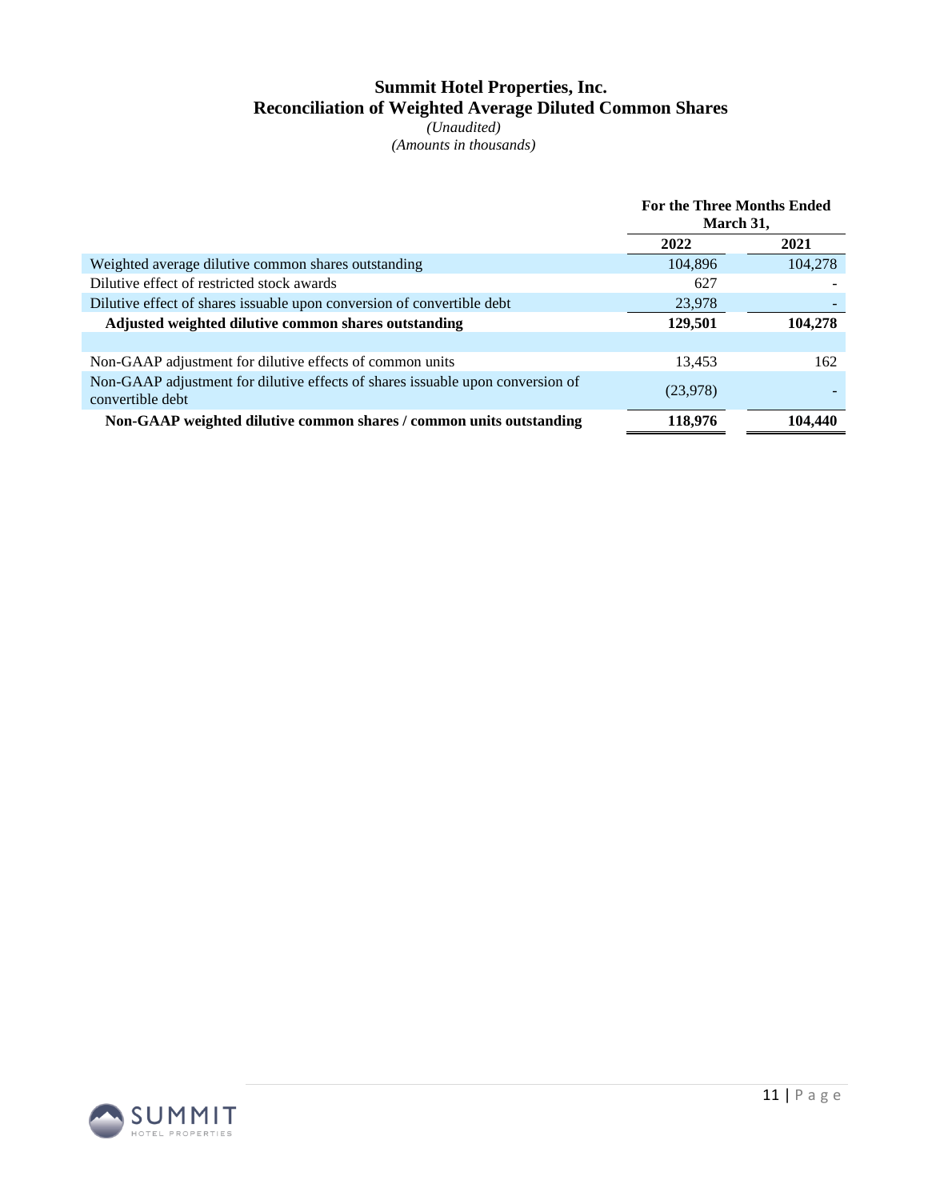# Summit Hotel Properties, Inc.

## Reconciliation of Weighted Average Diluted Common Shares

*(Unaudited)*

*(Amounts in thousands)*

| | For the Three Months Ended March 31, | |
|---|---|---|
| | 2022 | 2021 |
| Weighted average dilutive common shares outstanding | 104,896 | 104,278 |
| Dilutive effect of restricted stock awards | 627 | - |
| Dilutive effect of shares issuable upon conversion of convertible debt | 23,978 | - |
| **Adjusted weighted dilutive common shares outstanding** | **129,501** | **104,278** |
| | | |
| Non-GAAP adjustment for dilutive effects of common units | 13,453 | 162 |
| Non-GAAP adjustment for dilutive effects of shares issuable upon conversion of convertible debt | (23,978) | - |
| **Non-GAAP weighted dilutive common shares / common units outstanding** | **118,976** | **104,440** |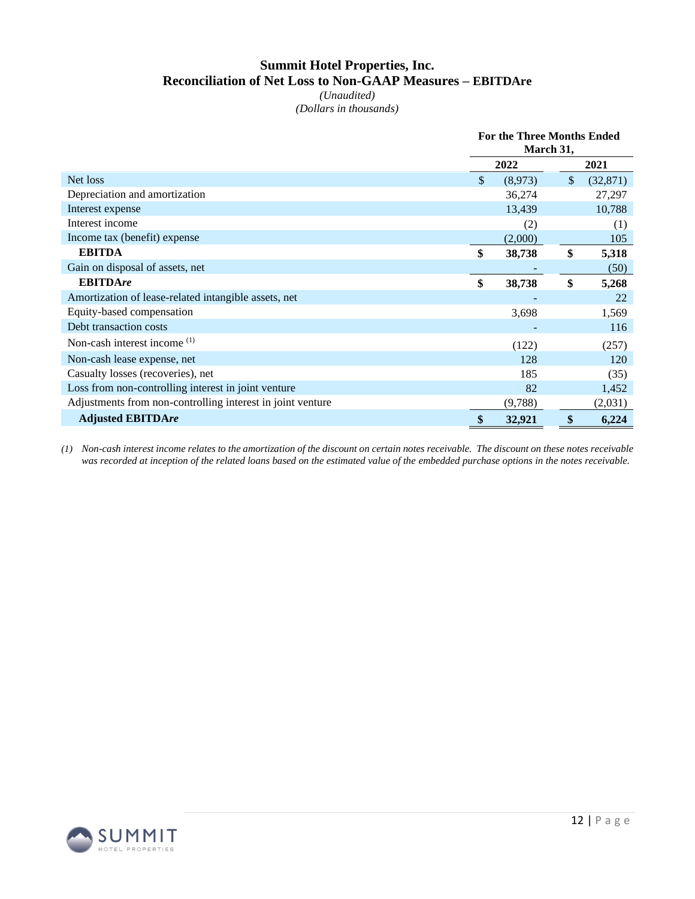# Summit Hotel Properties, Inc.
## Reconciliation of Net Loss to Non-GAAP Measures – EBITDAre

*(Unaudited)*
*(Dollars in thousands)*

| | For the Three Months Ended March 31, | |
|---|---|---|
| | **2022** | **2021** |
| Net loss | $ (8,973) | $ (32,871) |
| Depreciation and amortization | 36,274 | 27,297 |
| Interest expense | 13,439 | 10,788 |
| Interest income | (2) | (1) |
| Income tax (benefit) expense | (2,000) | 105 |
| **EBITDA** | **$ 38,738** | **$ 5,318** |
| Gain on disposal of assets, net | - | (50) |
| **EBITDA*re*** | **$ 38,738** | **$ 5,268** |
| Amortization of lease-related intangible assets, net | - | 22 |
| Equity-based compensation | 3,698 | 1,569 |
| Debt transaction costs | - | 116 |
| Non-cash interest income [1] | (122) | (257) |
| Non-cash lease expense, net | 128 | 120 |
| Casualty losses (recoveries), net | 185 | (35) |
| Loss from non-controlling interest in joint venture | 82 | 1,452 |
| Adjustments from non-controlling interest in joint venture | (9,788) | (2,031) |
| **Adjusted EBITDA*re*** | **$ 32,921** | **$ 6,224** |

*(1) Non-cash interest income relates to the amortization of the discount on certain notes receivable. The discount on these notes receivable was recorded at inception of the related loans based on the estimated value of the embedded purchase options in the notes receivable.*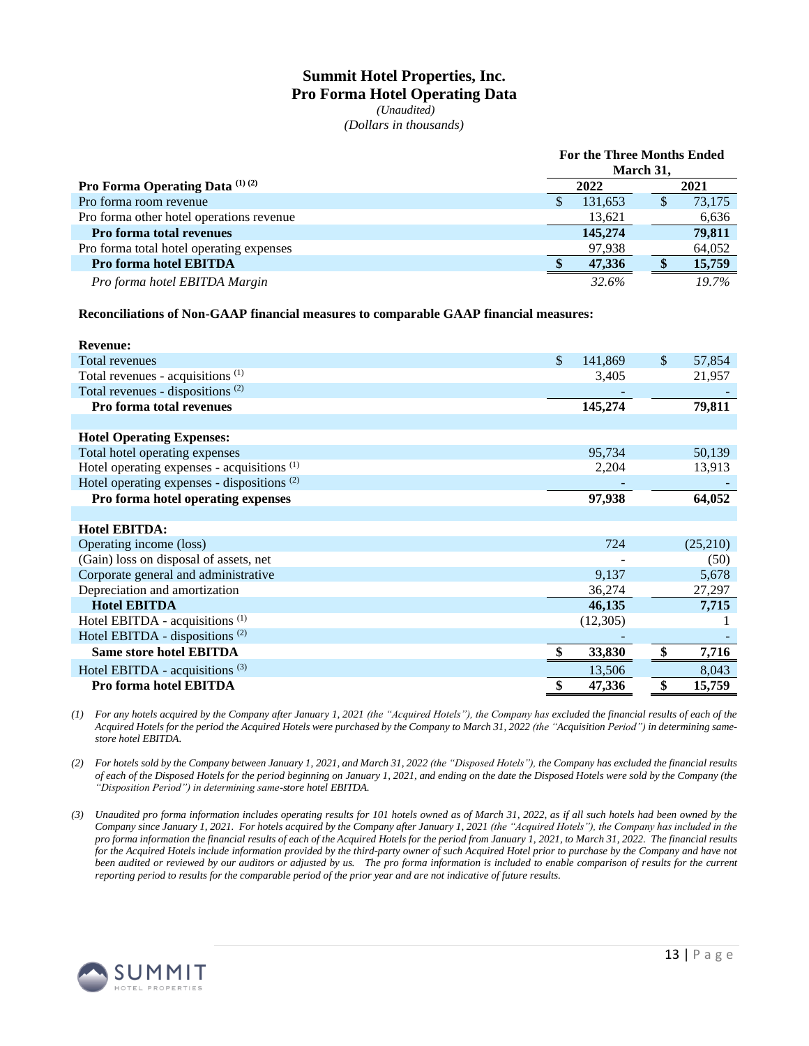# Summit Hotel Properties, Inc.
## Pro Forma Hotel Operating Data

*(Unaudited)*
*(Dollars in thousands)*

| | For the Three Months Ended March 31, | |
|---|---|---|
| **Pro Forma Operating Data [1] [2]** | **2022** | **2021** |
| Pro forma room revenue | $ 131,653 | $ 73,175 |
| Pro forma other hotel operations revenue | 13,621 | 6,636 |
| **Pro forma total revenues** | **145,274** | **79,811** |
| Pro forma total hotel operating expenses | 97,938 | 64,052 |
| **Pro forma hotel EBITDA** | **$ 47,336** | **$ 15,759** |
| *Pro forma hotel EBITDA Margin* | *32.6%* | *19.7%* |

**Reconciliations of Non-GAAP financial measures to comparable GAAP financial measures:**

| | 2022 | 2021 |
|---|---|---|
| **Revenue:** | | |
| Total revenues | $ 141,869 | $ 57,854 |
| Total revenues - acquisitions [1] | 3,405 | 21,957 |
| Total revenues - dispositions [2] | - | - |
| **Pro forma total revenues** | **145,274** | **79,811** |
| | | |
| **Hotel Operating Expenses:** | | |
| Total hotel operating expenses | 95,734 | 50,139 |
| Hotel operating expenses - acquisitions [1] | 2,204 | 13,913 |
| Hotel operating expenses - dispositions [2] | - | - |
| **Pro forma hotel operating expenses** | **97,938** | **64,052** |
| | | |
| **Hotel EBITDA:** | | |
| Operating income (loss) | 724 | (25,210) |
| (Gain) loss on disposal of assets, net | - | (50) |
| Corporate general and administrative | 9,137 | 5,678 |
| Depreciation and amortization | 36,274 | 27,297 |
| **Hotel EBITDA** | **46,135** | **7,715** |
| Hotel EBITDA - acquisitions [1] | (12,305) | 1 |
| Hotel EBITDA - dispositions [2] | - | - |
| **Same store hotel EBITDA** | **$ 33,830** | **$ 7,716** |
| Hotel EBITDA - acquisitions [3] | 13,506 | 8,043 |
| **Pro forma hotel EBITDA** | **$ 47,336** | **$ 15,759** |

*(1) For any hotels acquired by the Company after January 1, 2021 (the "Acquired Hotels"), the Company has excluded the financial results of each of the Acquired Hotels for the period the Acquired Hotels were purchased by the Company to March 31, 2022 (the "Acquisition Period") in determining same-store hotel EBITDA.*

*(2) For hotels sold by the Company between January 1, 2021, and March 31, 2022 (the "Disposed Hotels"), the Company has excluded the financial results of each of the Disposed Hotels for the period beginning on January 1, 2021, and ending on the date the Disposed Hotels were sold by the Company (the "Disposition Period") in determining same-store hotel EBITDA.*

*(3) Unaudited pro forma information includes operating results for 101 hotels owned as of March 31, 2022, as if all such hotels had been owned by the Company since January 1, 2021. For hotels acquired by the Company after January 1, 2021 (the "Acquired Hotels"), the Company has included in the pro forma information the financial results of each of the Acquired Hotels for the period from January 1, 2021, to March 31, 2022. The financial results for the Acquired Hotels include information provided by the third-party owner of such Acquired Hotel prior to purchase by the Company and have not been audited or reviewed by our auditors or adjusted by us. The pro forma information is included to enable comparison of results for the current reporting period to results for the comparable period of the prior year and are not indicative of future results.*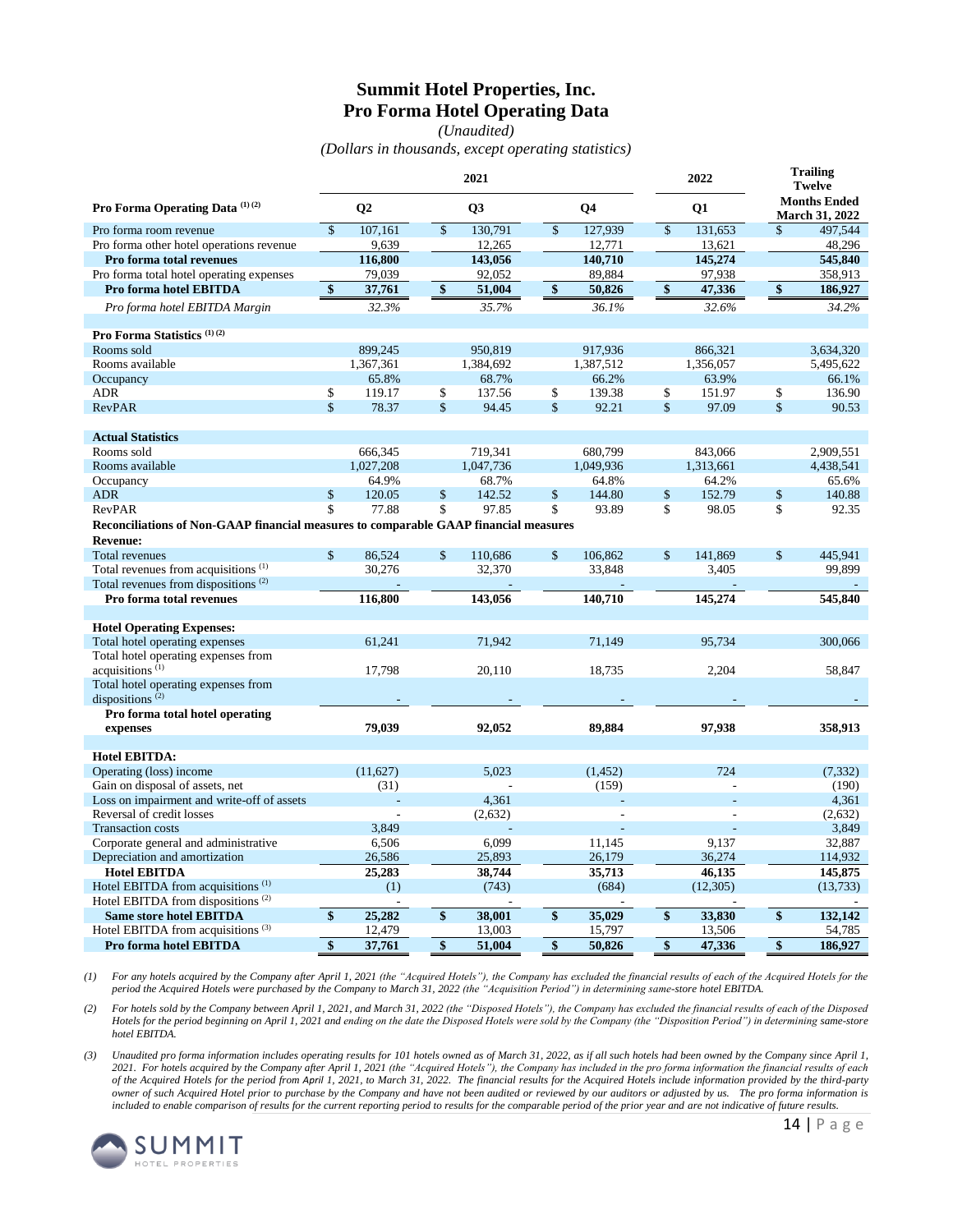# Summit Hotel Properties, Inc.
# Pro Forma Hotel Operating Data

*(Unaudited)*

*(Dollars in thousands, except operating statistics)*

| | 2021 | | | 2022 | Trailing Twelve |
|---|---|---|---|---|---|
| **Pro Forma Operating Data** (1) (2) | **Q2** | **Q3** | **Q4** | **Q1** | **Months Ended March 31, 2022** |
| Pro forma room revenue | $ 107,161 | $ 130,791 | $ 127,939 | $ 131,653 | $ 497,544 |
| Pro forma other hotel operations revenue | 9,639 | 12,265 | 12,771 | 13,621 | 48,296 |
| **Pro forma total revenues** | **116,800** | **143,056** | **140,710** | **145,274** | **545,840** |
| Pro forma total hotel operating expenses | 79,039 | 92,052 | 89,884 | 97,938 | 358,913 |
| **Pro forma hotel EBITDA** | **$ 37,761** | **$ 51,004** | **$ 50,826** | **$ 47,336** | **$ 186,927** |
| *Pro forma hotel EBITDA Margin* | *32.3%* | *35.7%* | *36.1%* | *32.6%* | *34.2%* |
| | | | | | |
| **Pro Forma Statistics** (1) (2) | | | | | |
| Rooms sold | 899,245 | 950,819 | 917,936 | 866,321 | 3,634,320 |
| Rooms available | 1,367,361 | 1,384,692 | 1,387,512 | 1,356,057 | 5,495,622 |
| Occupancy | 65.8% | 68.7% | 66.2% | 63.9% | 66.1% |
| ADR | $ 119.17 | $ 137.56 | $ 139.38 | $ 151.97 | $ 136.90 |
| RevPAR | $ 78.37 | $ 94.45 | $ 92.21 | $ 97.09 | $ 90.53 |
| | | | | | |
| **Actual Statistics** | | | | | |
| Rooms sold | 666,345 | 719,341 | 680,799 | 843,066 | 2,909,551 |
| Rooms available | 1,027,208 | 1,047,736 | 1,049,936 | 1,313,661 | 4,438,541 |
| Occupancy | 64.9% | 68.7% | 64.8% | 64.2% | 65.6% |
| ADR | $ 120.05 | $ 142.52 | $ 144.80 | $ 152.79 | $ 140.88 |
| RevPAR | $ 77.88 | $ 97.85 | $ 93.89 | $ 98.05 | $ 92.35 |
| **Reconciliations of Non-GAAP financial measures to comparable GAAP financial measures** | | | | | |
| **Revenue:** | | | | | |
| Total revenues | $ 86,524 | $ 110,686 | $ 106,862 | $ 141,869 | $ 445,941 |
| Total revenues from acquisitions (1) | 30,276 | 32,370 | 33,848 | 3,405 | 99,899 |
| Total revenues from dispositions (2) | - | - | - | - | - |
| **Pro forma total revenues** | **116,800** | **143,056** | **140,710** | **145,274** | **545,840** |
| | | | | | |
| **Hotel Operating Expenses:** | | | | | |
| Total hotel operating expenses | 61,241 | 71,942 | 71,149 | 95,734 | 300,066 |
| Total hotel operating expenses from acquisitions (1) | 17,798 | 20,110 | 18,735 | 2,204 | 58,847 |
| Total hotel operating expenses from dispositions (2) | - | - | - | - | - |
| **Pro forma total hotel operating expenses** | **79,039** | **92,052** | **89,884** | **97,938** | **358,913** |
| | | | | | |
| **Hotel EBITDA:** | | | | | |
| Operating (loss) income | (11,627) | 5,023 | (1,452) | 724 | (7,332) |
| Gain on disposal of assets, net | (31) | - | (159) | - | (190) |
| Loss on impairment and write-off of assets | - | 4,361 | - | - | 4,361 |
| Reversal of credit losses | - | (2,632) | - | - | (2,632) |
| Transaction costs | 3,849 | - | - | - | 3,849 |
| Corporate general and administrative | 6,506 | 6,099 | 11,145 | 9,137 | 32,887 |
| Depreciation and amortization | 26,586 | 25,893 | 26,179 | 36,274 | 114,932 |
| **Hotel EBITDA** | **25,283** | **38,744** | **35,713** | **46,135** | **145,875** |
| Hotel EBITDA from acquisitions (1) | (1) | (743) | (684) | (12,305) | (13,733) |
| Hotel EBITDA from dispositions (2) | - | - | - | - | - |
| **Same store hotel EBITDA** | **$ 25,282** | **$ 38,001** | **$ 35,029** | **$ 33,830** | **$ 132,142** |
| Hotel EBITDA from acquisitions (3) | 12,479 | 13,003 | 15,797 | 13,506 | 54,785 |
| **Pro forma hotel EBITDA** | **$ 37,761** | **$ 51,004** | **$ 50,826** | **$ 47,336** | **$ 186,927** |

*(1) For any hotels acquired by the Company after April 1, 2021 (the "Acquired Hotels"), the Company has excluded the financial results of each of the Acquired Hotels for the period the Acquired Hotels were purchased by the Company to March 31, 2022 (the "Acquisition Period") in determining same-store hotel EBITDA.*

*(2) For hotels sold by the Company between April 1, 2021, and March 31, 2022 (the "Disposed Hotels"), the Company has excluded the financial results of each of the Disposed Hotels for the period beginning on April 1, 2021 and ending on the date the Disposed Hotels were sold by the Company (the "Disposition Period") in determining same-store hotel EBITDA.*

*(3) Unaudited pro forma information includes operating results for 101 hotels owned as of March 31, 2022, as if all such hotels had been owned by the Company since April 1, 2021. For hotels acquired by the Company after April 1, 2021 (the "Acquired Hotels"), the Company has included in the pro forma information the financial results of each of the Acquired Hotels for the period from April 1, 2021, to March 31, 2022. The financial results for the Acquired Hotels include information provided by the third-party owner of such Acquired Hotel prior to purchase by the Company and have not been audited or reviewed by our auditors or adjusted by us. The pro forma information is included to enable comparison of results for the current reporting period to results for the comparable period of the prior year and are not indicative of future results.*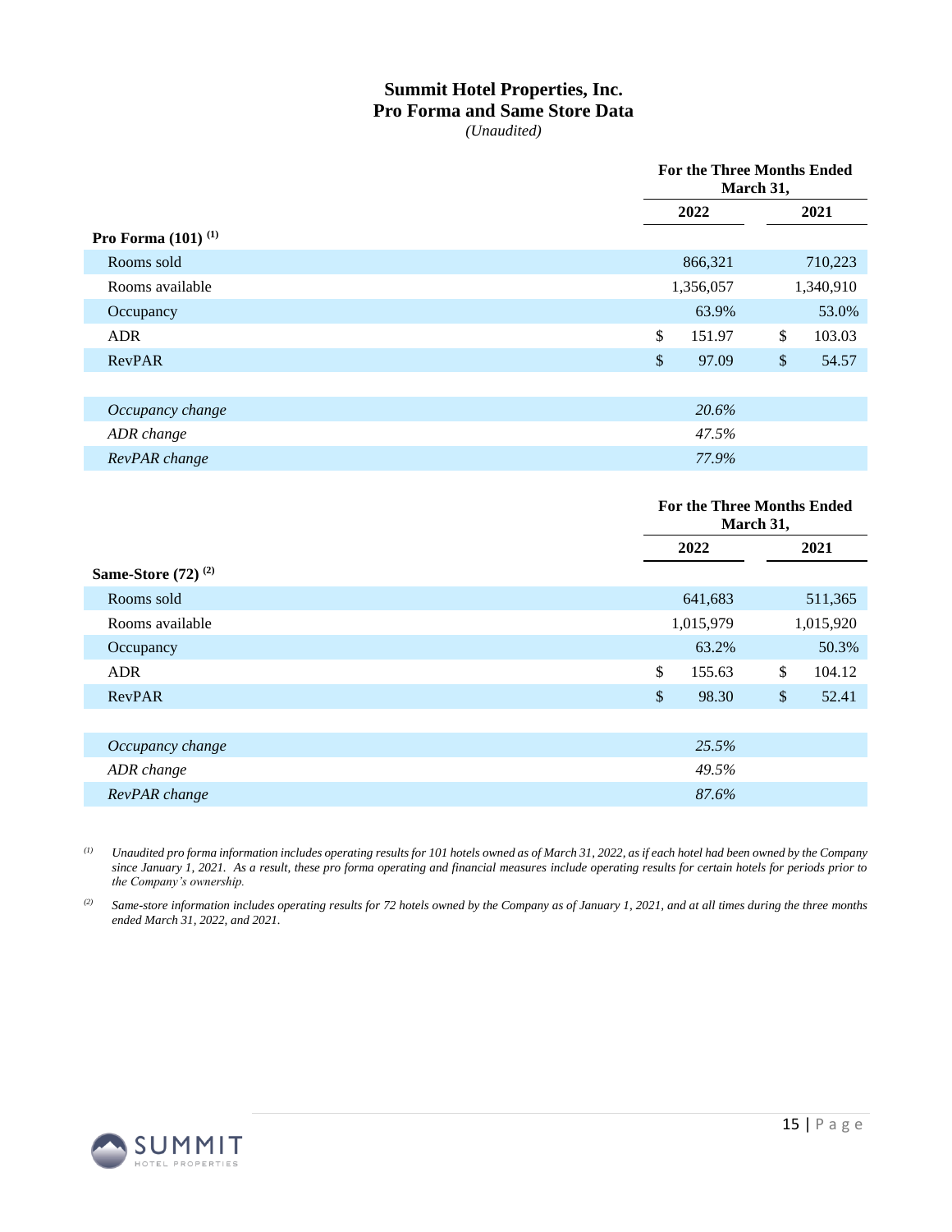# Summit Hotel Properties, Inc.
## Pro Forma and Same Store Data
*(Unaudited)*

| | For the Three Months Ended March 31, | |
|---|---|---|
| | 2022 | 2021 |
| **Pro Forma (101)** [(1)] | | |
| Rooms sold | 866,321 | 710,223 |
| Rooms available | 1,356,057 | 1,340,910 |
| Occupancy | 63.9% | 53.0% |
| ADR | $ 151.97 | $ 103.03 |
| RevPAR | $ 97.09 | $ 54.57 |
| | | |
| *Occupancy change* | *20.6%* | |
| *ADR change* | *47.5%* | |
| *RevPAR change* | *77.9%* | |

| | For the Three Months Ended March 31, | |
|---|---|---|
| | 2022 | 2021 |
| **Same-Store (72)** [(2)] | | |
| Rooms sold | 641,683 | 511,365 |
| Rooms available | 1,015,979 | 1,015,920 |
| Occupancy | 63.2% | 50.3% |
| ADR | $ 155.63 | $ 104.12 |
| RevPAR | $ 98.30 | $ 52.41 |
| | | |
| *Occupancy change* | *25.5%* | |
| *ADR change* | *49.5%* | |
| *RevPAR change* | *87.6%* | |

*(1) Unaudited pro forma information includes operating results for 101 hotels owned as of March 31, 2022, as if each hotel had been owned by the Company since January 1, 2021. As a result, these pro forma operating and financial measures include operating results for certain hotels for periods prior to the Company's ownership.*

*(2) Same-store information includes operating results for 72 hotels owned by the Company as of January 1, 2021, and at all times during the three months ended March 31, 2022, and 2021.*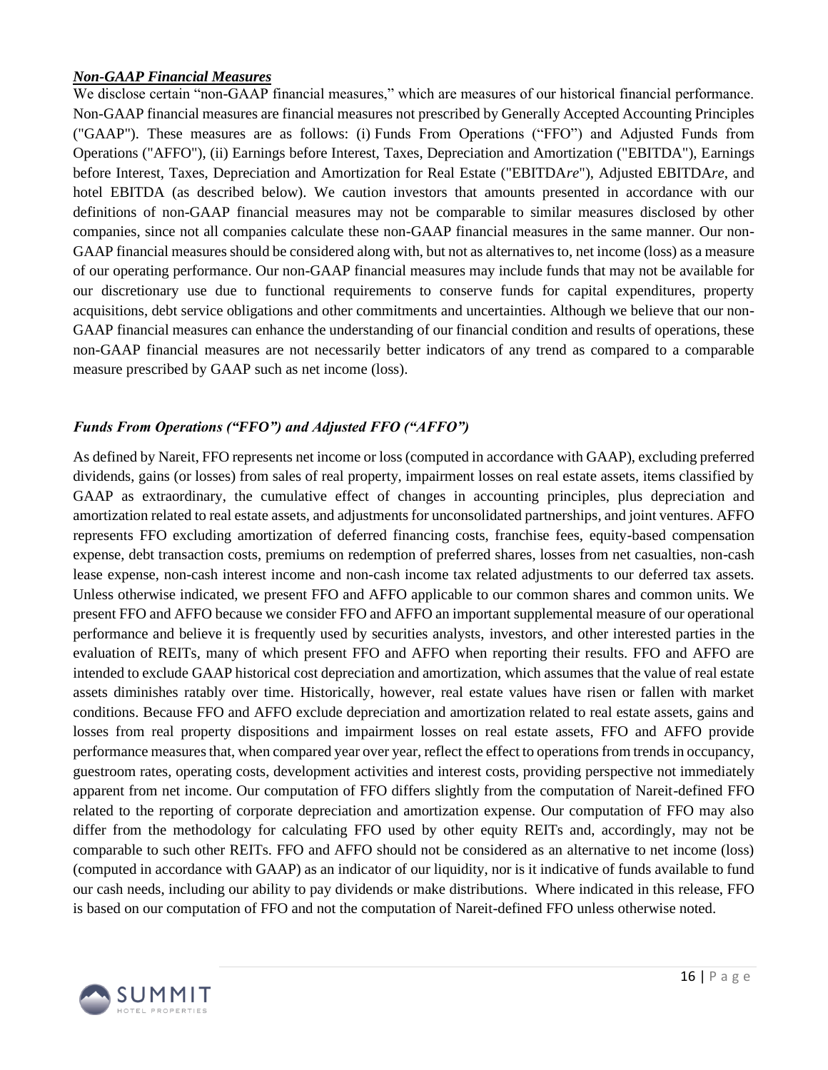***Non-GAAP Financial Measures***

We disclose certain "non-GAAP financial measures," which are measures of our historical financial performance. Non-GAAP financial measures are financial measures not prescribed by Generally Accepted Accounting Principles ("GAAP"). These measures are as follows: (i) Funds From Operations ("FFO") and Adjusted Funds from Operations ("AFFO"), (ii) Earnings before Interest, Taxes, Depreciation and Amortization ("EBITDA"), Earnings before Interest, Taxes, Depreciation and Amortization for Real Estate ("EBITDA*re*"), Adjusted EBITDA*re*, and hotel EBITDA (as described below). We caution investors that amounts presented in accordance with our definitions of non-GAAP financial measures may not be comparable to similar measures disclosed by other companies, since not all companies calculate these non-GAAP financial measures in the same manner. Our non-GAAP financial measures should be considered along with, but not as alternatives to, net income (loss) as a measure of our operating performance. Our non-GAAP financial measures may include funds that may not be available for our discretionary use due to functional requirements to conserve funds for capital expenditures, property acquisitions, debt service obligations and other commitments and uncertainties. Although we believe that our non-GAAP financial measures can enhance the understanding of our financial condition and results of operations, these non-GAAP financial measures are not necessarily better indicators of any trend as compared to a comparable measure prescribed by GAAP such as net income (loss).

***Funds From Operations ("FFO") and Adjusted FFO ("AFFO")***

As defined by Nareit, FFO represents net income or loss (computed in accordance with GAAP), excluding preferred dividends, gains (or losses) from sales of real property, impairment losses on real estate assets, items classified by GAAP as extraordinary, the cumulative effect of changes in accounting principles, plus depreciation and amortization related to real estate assets, and adjustments for unconsolidated partnerships, and joint ventures. AFFO represents FFO excluding amortization of deferred financing costs, franchise fees, equity-based compensation expense, debt transaction costs, premiums on redemption of preferred shares, losses from net casualties, non-cash lease expense, non-cash interest income and non-cash income tax related adjustments to our deferred tax assets. Unless otherwise indicated, we present FFO and AFFO applicable to our common shares and common units. We present FFO and AFFO because we consider FFO and AFFO an important supplemental measure of our operational performance and believe it is frequently used by securities analysts, investors, and other interested parties in the evaluation of REITs, many of which present FFO and AFFO when reporting their results. FFO and AFFO are intended to exclude GAAP historical cost depreciation and amortization, which assumes that the value of real estate assets diminishes ratably over time. Historically, however, real estate values have risen or fallen with market conditions. Because FFO and AFFO exclude depreciation and amortization related to real estate assets, gains and losses from real property dispositions and impairment losses on real estate assets, FFO and AFFO provide performance measures that, when compared year over year, reflect the effect to operations from trends in occupancy, guestroom rates, operating costs, development activities and interest costs, providing perspective not immediately apparent from net income. Our computation of FFO differs slightly from the computation of Nareit-defined FFO related to the reporting of corporate depreciation and amortization expense. Our computation of FFO may also differ from the methodology for calculating FFO used by other equity REITs and, accordingly, may not be comparable to such other REITs. FFO and AFFO should not be considered as an alternative to net income (loss) (computed in accordance with GAAP) as an indicator of our liquidity, nor is it indicative of funds available to fund our cash needs, including our ability to pay dividends or make distributions. Where indicated in this release, FFO is based on our computation of FFO and not the computation of Nareit-defined FFO unless otherwise noted.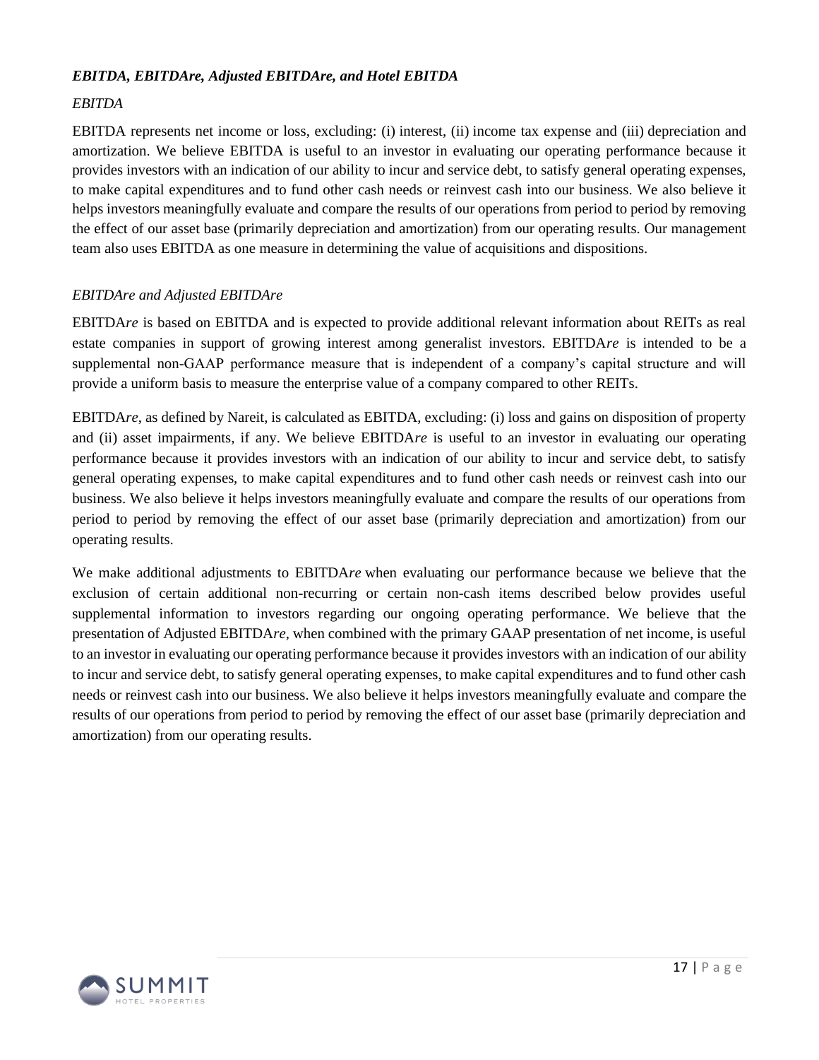### *EBITDA, EBITDAre, Adjusted EBITDAre, and Hotel EBITDA*

*EBITDA*

EBITDA represents net income or loss, excluding: (i) interest, (ii) income tax expense and (iii) depreciation and amortization. We believe EBITDA is useful to an investor in evaluating our operating performance because it provides investors with an indication of our ability to incur and service debt, to satisfy general operating expenses, to make capital expenditures and to fund other cash needs or reinvest cash into our business. We also believe it helps investors meaningfully evaluate and compare the results of our operations from period to period by removing the effect of our asset base (primarily depreciation and amortization) from our operating results. Our management team also uses EBITDA as one measure in determining the value of acquisitions and dispositions.

*EBITDAre and Adjusted EBITDAre*

EBITDA*re* is based on EBITDA and is expected to provide additional relevant information about REITs as real estate companies in support of growing interest among generalist investors. EBITDA*re* is intended to be a supplemental non-GAAP performance measure that is independent of a company's capital structure and will provide a uniform basis to measure the enterprise value of a company compared to other REITs.

EBITDA*re*, as defined by Nareit, is calculated as EBITDA, excluding: (i) loss and gains on disposition of property and (ii) asset impairments, if any. We believe EBITDA*re* is useful to an investor in evaluating our operating performance because it provides investors with an indication of our ability to incur and service debt, to satisfy general operating expenses, to make capital expenditures and to fund other cash needs or reinvest cash into our business. We also believe it helps investors meaningfully evaluate and compare the results of our operations from period to period by removing the effect of our asset base (primarily depreciation and amortization) from our operating results.

We make additional adjustments to EBITDA*re* when evaluating our performance because we believe that the exclusion of certain additional non-recurring or certain non-cash items described below provides useful supplemental information to investors regarding our ongoing operating performance. We believe that the presentation of Adjusted EBITDA*re*, when combined with the primary GAAP presentation of net income, is useful to an investor in evaluating our operating performance because it provides investors with an indication of our ability to incur and service debt, to satisfy general operating expenses, to make capital expenditures and to fund other cash needs or reinvest cash into our business. We also believe it helps investors meaningfully evaluate and compare the results of our operations from period to period by removing the effect of our asset base (primarily depreciation and amortization) from our operating results.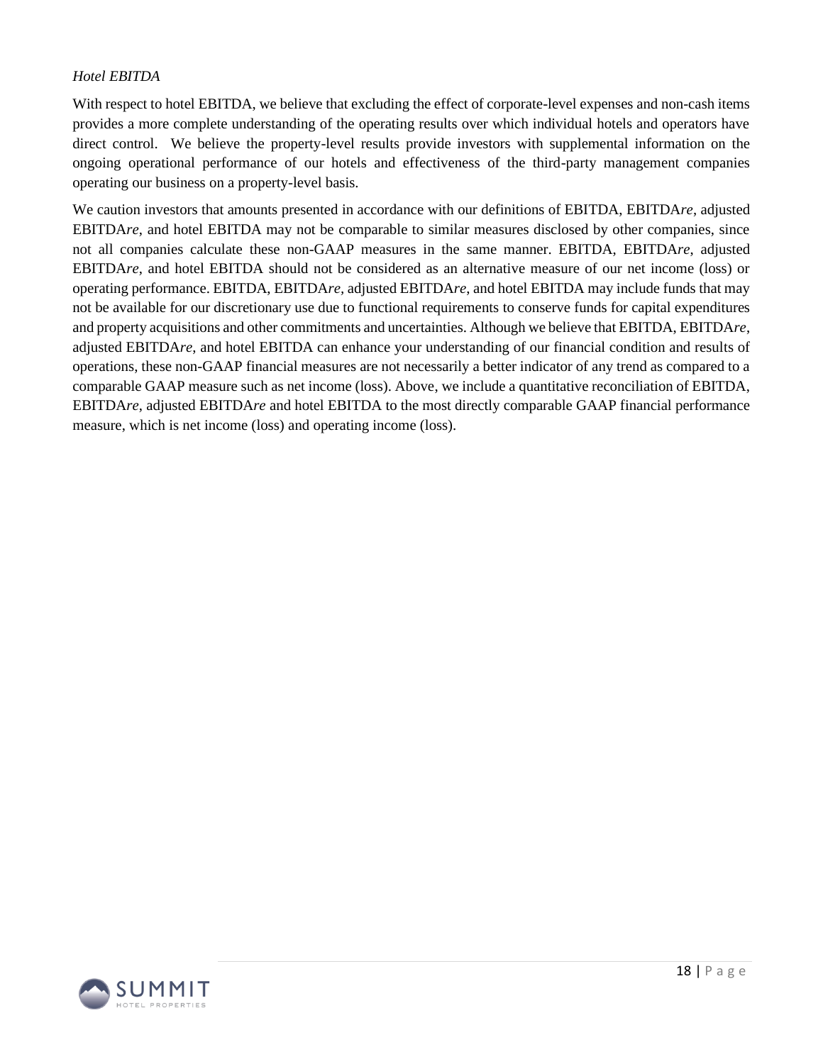*Hotel EBITDA*

With respect to hotel EBITDA, we believe that excluding the effect of corporate-level expenses and non-cash items provides a more complete understanding of the operating results over which individual hotels and operators have direct control. We believe the property-level results provide investors with supplemental information on the ongoing operational performance of our hotels and effectiveness of the third-party management companies operating our business on a property-level basis.

We caution investors that amounts presented in accordance with our definitions of EBITDA, EBITDA*re*, adjusted EBITDA*re*, and hotel EBITDA may not be comparable to similar measures disclosed by other companies, since not all companies calculate these non-GAAP measures in the same manner. EBITDA, EBITDA*re*, adjusted EBITDA*re*, and hotel EBITDA should not be considered as an alternative measure of our net income (loss) or operating performance. EBITDA, EBITDA*re*, adjusted EBITDA*re*, and hotel EBITDA may include funds that may not be available for our discretionary use due to functional requirements to conserve funds for capital expenditures and property acquisitions and other commitments and uncertainties. Although we believe that EBITDA, EBITDA*re*, adjusted EBITDA*re*, and hotel EBITDA can enhance your understanding of our financial condition and results of operations, these non-GAAP financial measures are not necessarily a better indicator of any trend as compared to a comparable GAAP measure such as net income (loss). Above, we include a quantitative reconciliation of EBITDA, EBITDA*re*, adjusted EBITDA*re* and hotel EBITDA to the most directly comparable GAAP financial performance measure, which is net income (loss) and operating income (loss).